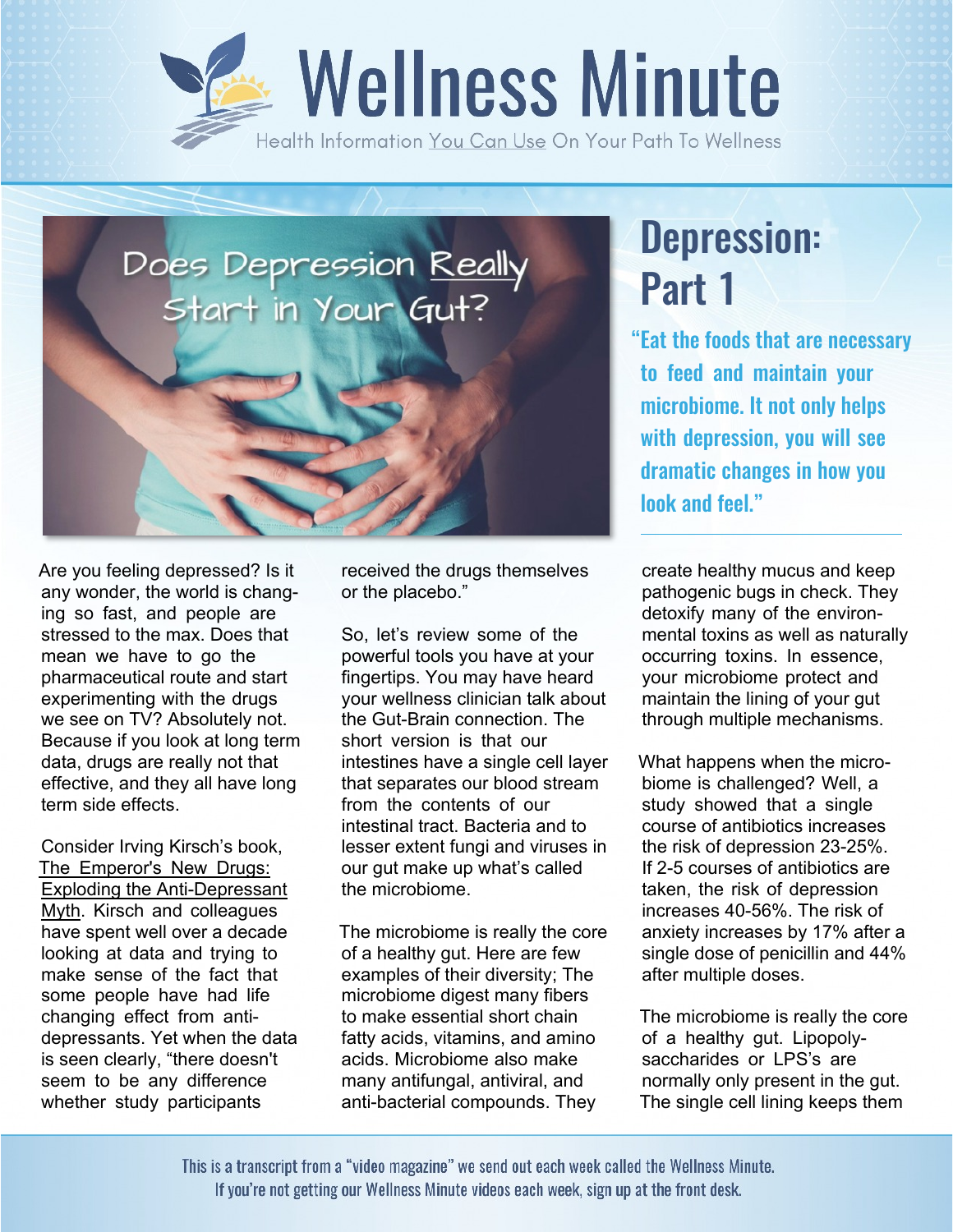# Wellness Minute

Health Information You Can Use On Your Path To Wellness

Does Depression Really Start in Your Gut?

## Depression: Part 1

**"Eat the foods that are necessary to feed and maintain your microbiome. It not only helps with depression, you will see dramatic changes in how you look and feel."**

Are you feeling depressed? Is it any wonder, the world is changing so fast, and people are stressed to the max. Does that mean we have to go the pharmaceutical route and start experimenting with the drugs we see on TV? Absolutely not. Because if you look at long term data, drugs are really not that effective, and they all have long term side effects.

Consider Irving Kirsch's book, The Emperor's New Drugs: Exploding the Anti-Depressant Myth. Kirsch and colleagues have spent well over a decade looking at data and trying to make sense of the fact that some people have had life changing effect from anti-depressants. Yet when the data is seen clearly, "there doesn't seem to be any difference whether study participants received the drugs themselves or the placebo."

So, let's review some of the powerful tools you have at your fingertips. You may have heard your wellness clinician talk about the Gut-Brain connection. The short version is that our intestines have a single cell layer that separates our blood stream from the contents of our intestinal tract. Bacteria and to lesser extent fungi and viruses in our gut make up what's called the microbiome.

The microbiome is really the core of a healthy gut. Here are few examples of their diversity; The microbiome digest many fibers to make essential short chain fatty acids, vitamins, and amino acids. Microbiome also make many antifungal, antiviral, and anti-bacterial compounds. They create healthy mucus and keep pathogenic bugs in check. They detoxify many of the environmental toxins as well as naturally occurring toxins. In essence, your microbiome protect and maintain the lining of your gut through multiple mechanisms.

What happens when the microbiome is challenged? Well, a study showed that a single course of antibiotics increases the risk of depression 23-25%. If 2-5 courses of antibiotics are taken, the risk of depression increases 40-56%. The risk of anxiety increases by 17% after a single dose of penicillin and 44% after multiple doses.

The microbiome is really the core of a healthy gut. Lipopolysaccharides or LPS's are normally only present in the gut. The single cell lining keeps them

This is a transcript from a "video magazine" we send out each week called the Wellness Minute. If you're not getting our Wellness Minute videos each week, sign up at the front desk.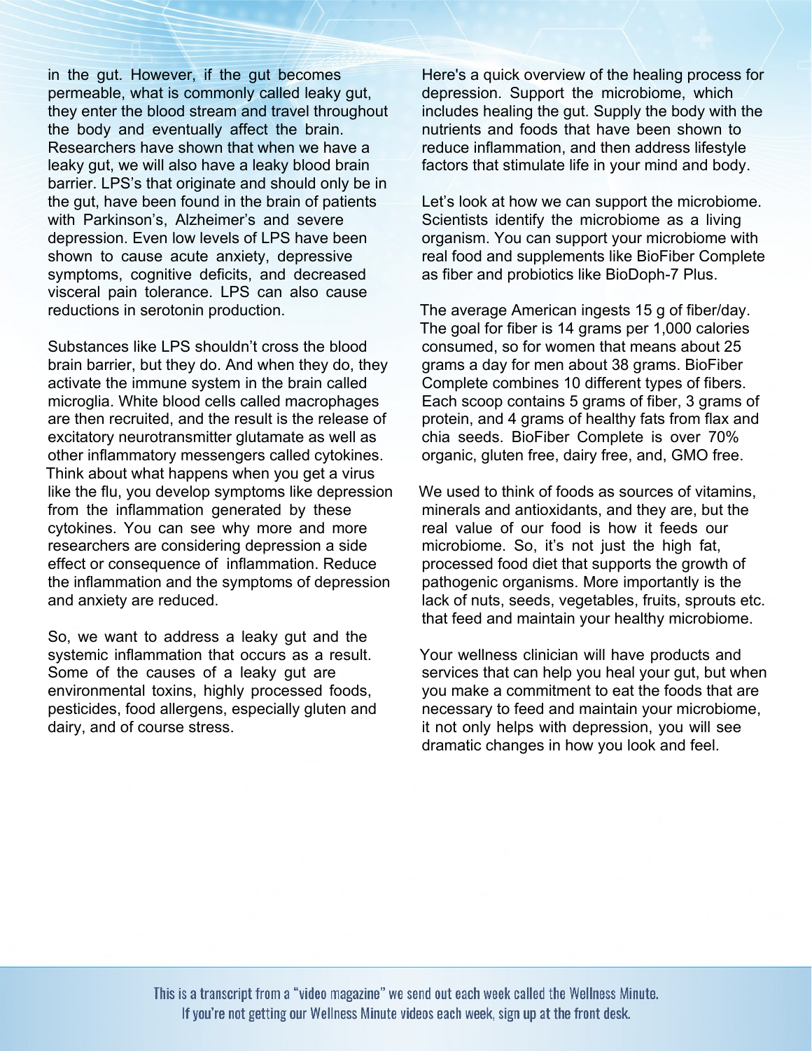in the gut. However, if the gut becomes permeable, what is commonly called leaky gut, they enter the blood stream and travel throughout the body and eventually affect the brain. Researchers have shown that when we have a leaky gut, we will also have a leaky blood brain barrier. LPS's that originate and should only be in the gut, have been found in the brain of patients with Parkinson's, Alzheimer's and severe depression. Even low levels of LPS have been shown to cause acute anxiety, depressive symptoms, cognitive deficits, and decreased visceral pain tolerance. LPS can also cause reductions in serotonin production.

Substances like LPS shouldn't cross the blood brain barrier, but they do. And when they do, they activate the immune system in the brain called microglia. White blood cells called macrophages are then recruited, and the result is the release of excitatory neurotransmitter glutamate as well as other inflammatory messengers called cytokines. Think about what happens when you get a virus like the flu, you develop symptoms like depression from the inflammation generated by these cytokines. You can see why more and more researchers are considering depression a side effect or consequence of inflammation. Reduce the inflammation and the symptoms of depression and anxiety are reduced.

So, we want to address a leaky gut and the systemic inflammation that occurs as a result. Some of the causes of a leaky gut are environmental toxins, highly processed foods, pesticides, food allergens, especially gluten and dairy, and of course stress.

Here's a quick overview of the healing process for depression. Support the microbiome, which includes healing the gut. Supply the body with the nutrients and foods that have been shown to reduce inflammation, and then address lifestyle factors that stimulate life in your mind and body.

Let's look at how we can support the microbiome. Scientists identify the microbiome as a living organism. You can support your microbiome with real food and supplements like BioFiber Complete as fiber and probiotics like BioDoph-7 Plus.

The average American ingests 15 g of fiber/day. The goal for fiber is 14 grams per 1,000 calories consumed, so for women that means about 25 grams a day for men about 38 grams. BioFiber Complete combines 10 different types of fibers. Each scoop contains 5 grams of fiber, 3 grams of protein, and 4 grams of healthy fats from flax and chia seeds. BioFiber Complete is over 70% organic, gluten free, dairy free, and, GMO free.

We used to think of foods as sources of vitamins, minerals and antioxidants, and they are, but the real value of our food is how it feeds our microbiome. So, it's not just the high fat, processed food diet that supports the growth of pathogenic organisms. More importantly is the lack of nuts, seeds, vegetables, fruits, sprouts etc. that feed and maintain your healthy microbiome.

Your wellness clinician will have products and services that can help you heal your gut, but when you make a commitment to eat the foods that are necessary to feed and maintain your microbiome, it not only helps with depression, you will see dramatic changes in how you look and feel.

This is a transcript from a "video magazine" we send out each week called the Wellness Minute.
If you're not getting our Wellness Minute videos each week, sign up at the front desk.